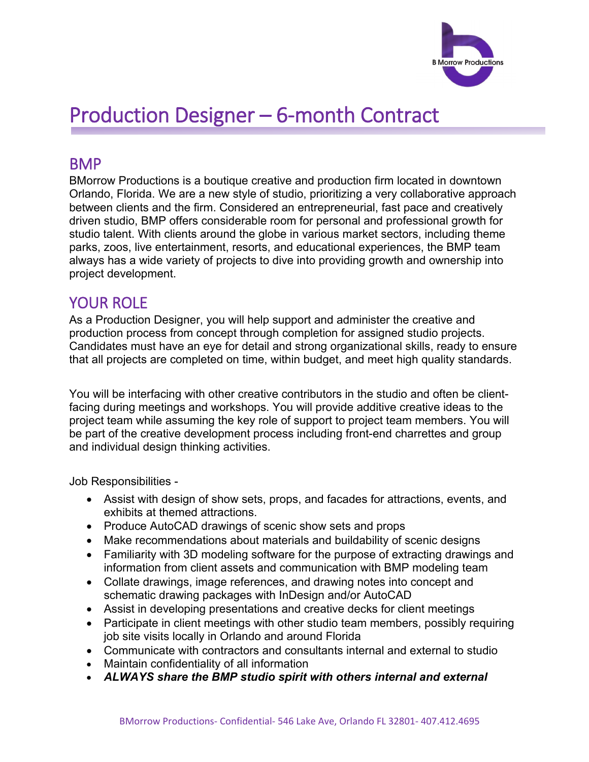# Production Designer – 6-month Contract

## BMP

BMorrow Productions is a boutique creative and production firm located in downtown Orlando, Florida. We are a new style of studio, prioritizing a very collaborative approach between clients and the firm. Considered an entrepreneurial, fast pace and creatively driven studio, BMP offers considerable room for personal and professional growth for studio talent. With clients around the globe in various market sectors, including theme parks, zoos, live entertainment, resorts, and educational experiences, the BMP team always has a wide variety of projects to dive into providing growth and ownership into project development.

## YOUR ROLE

As a Production Designer, you will help support and administer the creative and production process from concept through completion for assigned studio projects. Candidates must have an eye for detail and strong organizational skills, ready to ensure that all projects are completed on time, within budget, and meet high quality standards.

You will be interfacing with other creative contributors in the studio and often be client-facing during meetings and workshops. You will provide additive creative ideas to the project team while assuming the key role of support to project team members. You will be part of the creative development process including front-end charrettes and group and individual design thinking activities.

Job Responsibilities -

- Assist with design of show sets, props, and facades for attractions, events, and exhibits at themed attractions.
- Produce AutoCAD drawings of scenic show sets and props
- Make recommendations about materials and buildability of scenic designs
- Familiarity with 3D modeling software for the purpose of extracting drawings and information from client assets and communication with BMP modeling team
- Collate drawings, image references, and drawing notes into concept and schematic drawing packages with InDesign and/or AutoCAD
- Assist in developing presentations and creative decks for client meetings
- Participate in client meetings with other studio team members, possibly requiring job site visits locally in Orlando and around Florida
- Communicate with contractors and consultants internal and external to studio
- Maintain confidentiality of all information
- ***ALWAYS share the BMP studio spirit with others internal and external***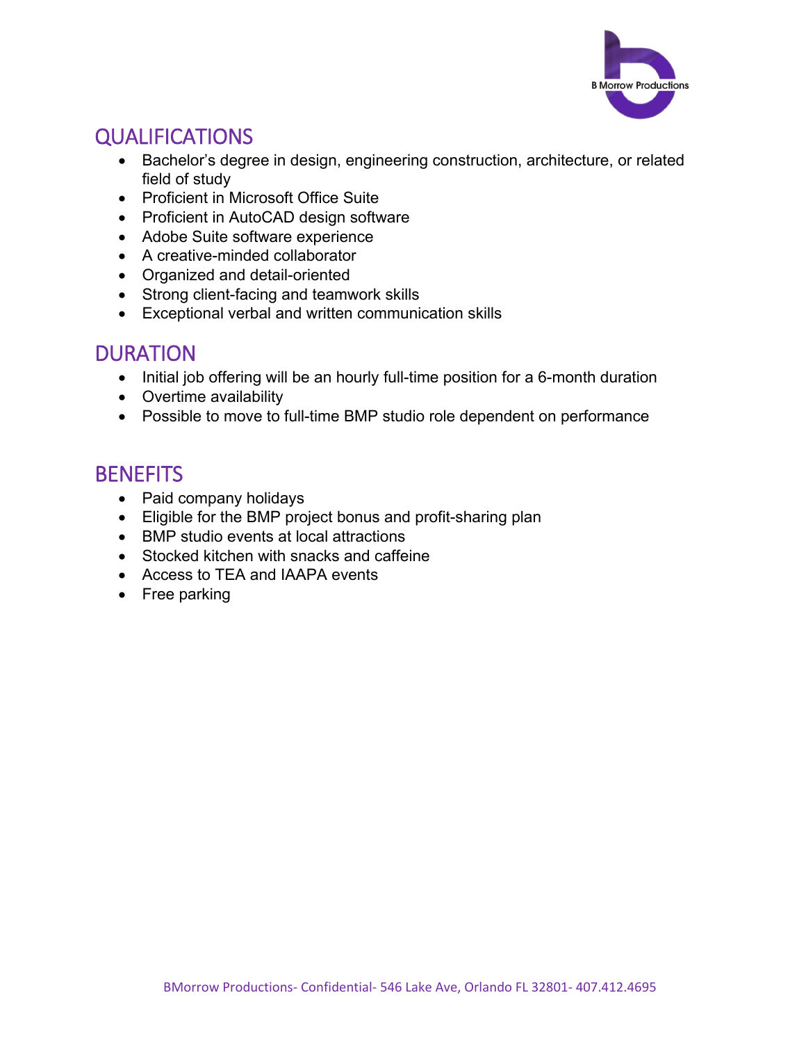## QUALIFICATIONS

- Bachelor's degree in design, engineering construction, architecture, or related field of study
- Proficient in Microsoft Office Suite
- Proficient in AutoCAD design software
- Adobe Suite software experience
- A creative-minded collaborator
- Organized and detail-oriented
- Strong client-facing and teamwork skills
- Exceptional verbal and written communication skills

## DURATION

- Initial job offering will be an hourly full-time position for a 6-month duration
- Overtime availability
- Possible to move to full-time BMP studio role dependent on performance

## BENEFITS

- Paid company holidays
- Eligible for the BMP project bonus and profit-sharing plan
- BMP studio events at local attractions
- Stocked kitchen with snacks and caffeine
- Access to TEA and IAAPA events
- Free parking